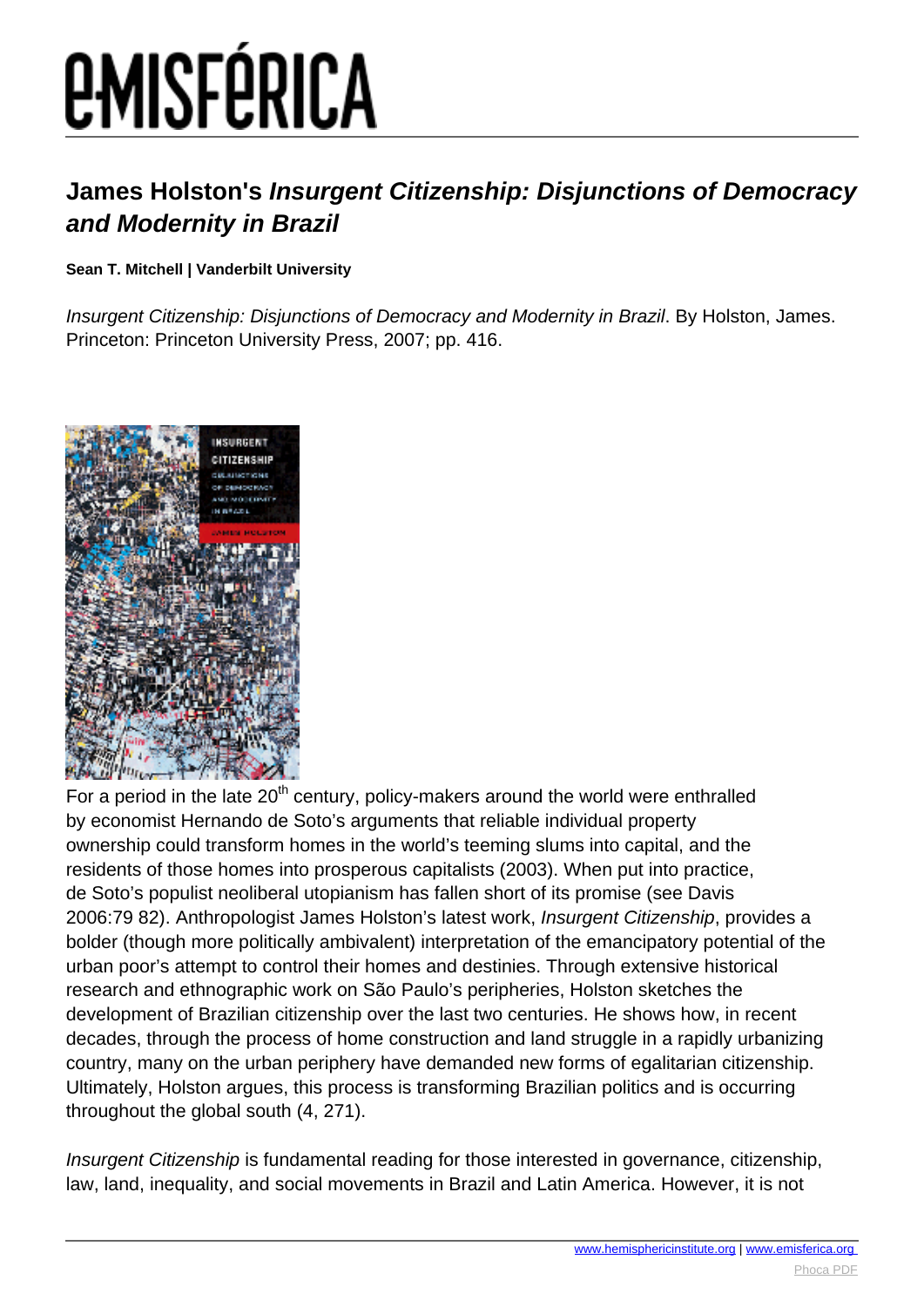# James Holston's *Insurgent Citizenship: Disjunctions of Democracy and Modernity in Brazil*

**Sean T. Mitchell | Vanderbilt University**

*Insurgent Citizenship: Disjunctions of Democracy and Modernity in Brazil*. By Holston, James. Princeton: Princeton University Press, 2007; pp. 416.

For a period in the late 20th century, policy-makers around the world were enthralled by economist Hernando de Soto's arguments that reliable individual property ownership could transform homes in the world's teeming slums into capital, and the residents of those homes into prosperous capitalists (2003). When put into practice, de Soto's populist neoliberal utopianism has fallen short of its promise (see Davis 2006:79 82). Anthropologist James Holston's latest work, *Insurgent Citizenship*, provides a bolder (though more politically ambivalent) interpretation of the emancipatory potential of the urban poor's attempt to control their homes and destinies. Through extensive historical research and ethnographic work on São Paulo's peripheries, Holston sketches the development of Brazilian citizenship over the last two centuries. He shows how, in recent decades, through the process of home construction and land struggle in a rapidly urbanizing country, many on the urban periphery have demanded new forms of egalitarian citizenship. Ultimately, Holston argues, this process is transforming Brazilian politics and is occurring throughout the global south (4, 271).

*Insurgent Citizenship* is fundamental reading for those interested in governance, citizenship, law, land, inequality, and social movements in Brazil and Latin America. However, it is not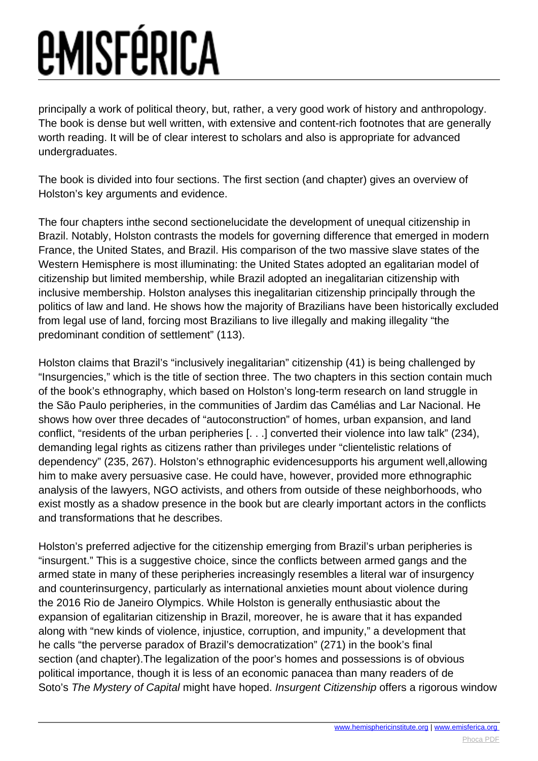principally a work of political theory, but, rather, a very good work of history and anthropology. The book is dense but well written, with extensive and content-rich footnotes that are generally worth reading. It will be of clear interest to scholars and also is appropriate for advanced undergraduates.

The book is divided into four sections. The first section (and chapter) gives an overview of Holston's key arguments and evidence.

The four chapters inthe second sectionelucidate the development of unequal citizenship in Brazil. Notably, Holston contrasts the models for governing difference that emerged in modern France, the United States, and Brazil. His comparison of the two massive slave states of the Western Hemisphere is most illuminating: the United States adopted an egalitarian model of citizenship but limited membership, while Brazil adopted an inegalitarian citizenship with inclusive membership. Holston analyses this inegalitarian citizenship principally through the politics of law and land. He shows how the majority of Brazilians have been historically excluded from legal use of land, forcing most Brazilians to live illegally and making illegality "the predominant condition of settlement" (113).

Holston claims that Brazil's "inclusively inegalitarian" citizenship (41) is being challenged by "Insurgencies," which is the title of section three. The two chapters in this section contain much of the book's ethnography, which based on Holston's long-term research on land struggle in the São Paulo peripheries, in the communities of Jardim das Camélias and Lar Nacional. He shows how over three decades of "autoconstruction" of homes, urban expansion, and land conflict, "residents of the urban peripheries [. . .] converted their violence into law talk" (234), demanding legal rights as citizens rather than privileges under "clientelistic relations of dependency" (235, 267). Holston's ethnographic evidencesupports his argument well,allowing him to make avery persuasive case. He could have, however, provided more ethnographic analysis of the lawyers, NGO activists, and others from outside of these neighborhoods, who exist mostly as a shadow presence in the book but are clearly important actors in the conflicts and transformations that he describes.

Holston's preferred adjective for the citizenship emerging from Brazil's urban peripheries is "insurgent." This is a suggestive choice, since the conflicts between armed gangs and the armed state in many of these peripheries increasingly resembles a literal war of insurgency and counterinsurgency, particularly as international anxieties mount about violence during the 2016 Rio de Janeiro Olympics. While Holston is generally enthusiastic about the expansion of egalitarian citizenship in Brazil, moreover, he is aware that it has expanded along with "new kinds of violence, injustice, corruption, and impunity," a development that he calls "the perverse paradox of Brazil's democratization" (271) in the book's final section (and chapter).The legalization of the poor's homes and possessions is of obvious political importance, though it is less of an economic panacea than many readers of de Soto's *The Mystery of Capital* might have hoped. *Insurgent Citizenship* offers a rigorous window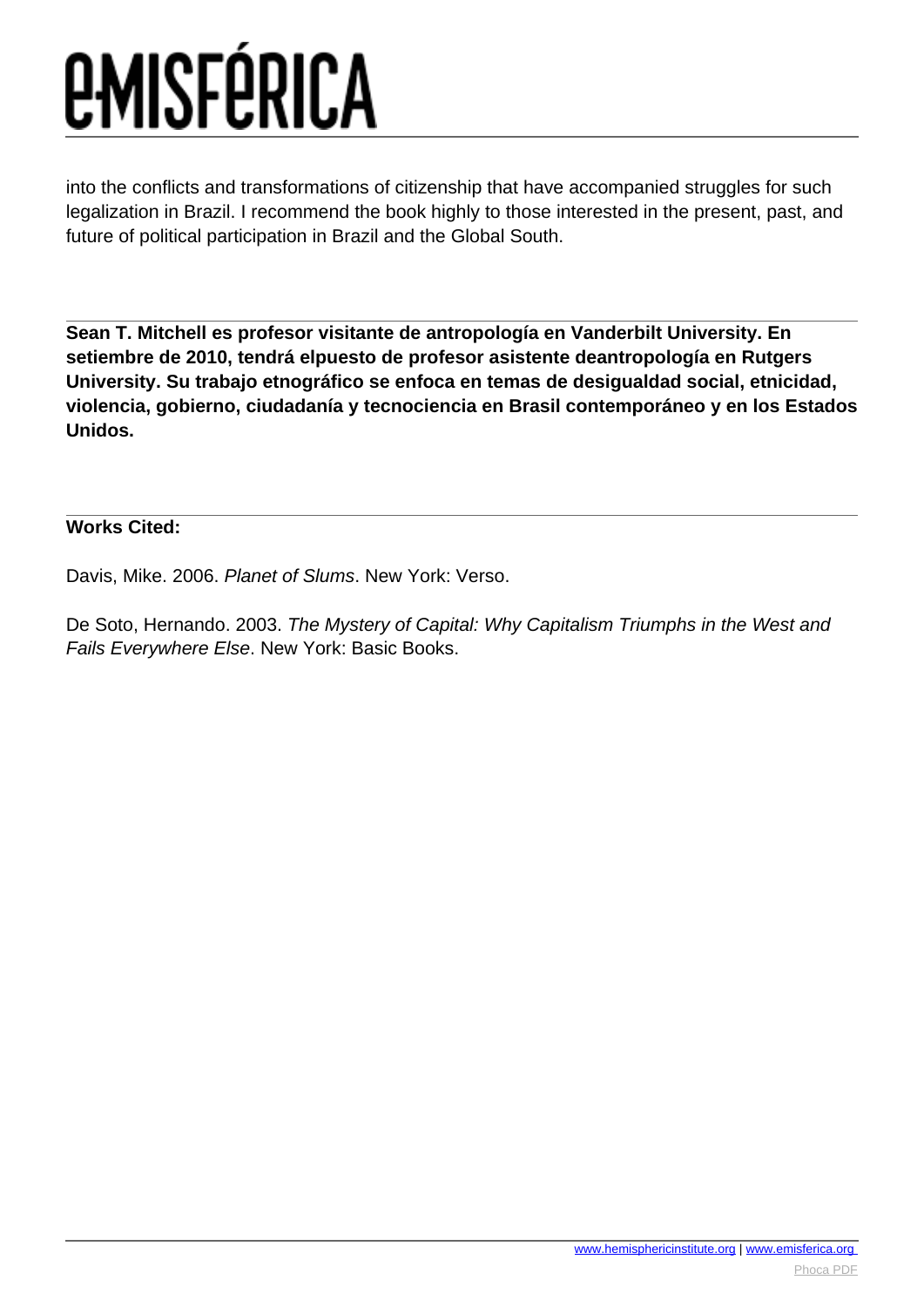into the conflicts and transformations of citizenship that have accompanied struggles for such legalization in Brazil. I recommend the book highly to those interested in the present, past, and future of political participation in Brazil and the Global South.

---

**Sean T. Mitchell es profesor visitante de antropología en Vanderbilt University. En setiembre de 2010, tendrá elpuesto de profesor asistente deantropología en Rutgers University. Su trabajo etnográfico se enfoca en temas de desigualdad social, etnicidad, violencia, gobierno, ciudadanía y tecnociencia en Brasil contemporáneo y en los Estados Unidos.**

---

**Works Cited:**

Davis, Mike. 2006. *Planet of Slums*. New York: Verso.

De Soto, Hernando. 2003. *The Mystery of Capital: Why Capitalism Triumphs in the West and Fails Everywhere Else*. New York: Basic Books.